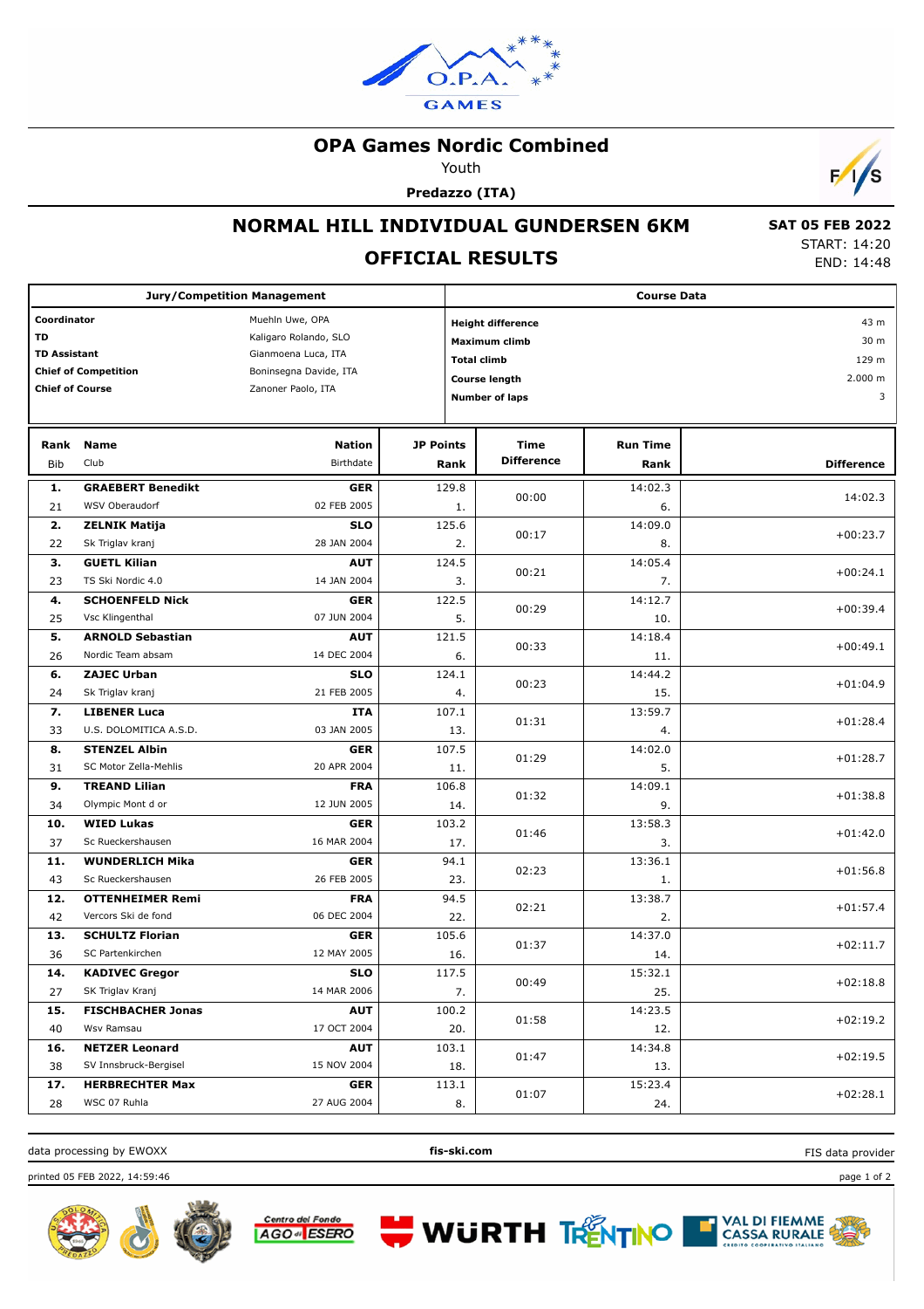# OPA Games Nordic Combined

Youth

**Predazzo (ITA)**

## NORMAL HILL INDIVIDUAL GUNDERSEN 6KM

## OFFICIAL RESULTS

**SAT 05 FEB 2022**
START: 14:20
END: 14:48

| Jury/Competition Management | |
|---|---|
| **Coordinator** | Muehln Uwe, OPA |
| **TD** | Kaligaro Rolando, SLO |
| **TD Assistant** | Gianmoena Luca, ITA |
| **Chief of Competition** | Boninsegna Davide, ITA |
| **Chief of Course** | Zanoner Paolo, ITA |

| Course Data | |
|---|---|
| **Height difference** | 43 m |
| **Maximum climb** | 30 m |
| **Total climb** | 129 m |
| **Course length** | 2.000 m |
| **Number of laps** | 3 |

| Rank / Bib | Name / Club | Nation / Birthdate | JP Points / Rank | Time Difference | Run Time / Rank | Difference |
|---|---|---|---|---|---|---|
| **1.** | **GRAEBERT Benedikt** | **GER** | 129.8 | 00:00 | 14:02.3 | 14:02.3 |
| 21 | WSV Oberaudorf | 02 FEB 2005 | 1. | | 6. | |
| **2.** | **ZELNIK Matija** | **SLO** | 125.6 | 00:17 | 14:09.0 | +00:23.7 |
| 22 | Sk Triglav kranj | 28 JAN 2004 | 2. | | 8. | |
| **3.** | **GUETL Kilian** | **AUT** | 124.5 | 00:21 | 14:05.4 | +00:24.1 |
| 23 | TS Ski Nordic 4.0 | 14 JAN 2004 | 3. | | 7. | |
| **4.** | **SCHOENFELD Nick** | **GER** | 122.5 | 00:29 | 14:12.7 | +00:39.4 |
| 25 | Vsc Klingenthal | 07 JUN 2004 | 5. | | 10. | |
| **5.** | **ARNOLD Sebastian** | **AUT** | 121.5 | 00:33 | 14:18.4 | +00:49.1 |
| 26 | Nordic Team absam | 14 DEC 2004 | 6. | | 11. | |
| **6.** | **ZAJEC Urban** | **SLO** | 124.1 | 00:23 | 14:44.2 | +01:04.9 |
| 24 | Sk Triglav kranj | 21 FEB 2005 | 4. | | 15. | |
| **7.** | **LIBENER Luca** | **ITA** | 107.1 | 01:31 | 13:59.7 | +01:28.4 |
| 33 | U.S. DOLOMITICA A.S.D. | 03 JAN 2005 | 13. | | 4. | |
| **8.** | **STENZEL Albin** | **GER** | 107.5 | 01:29 | 14:02.0 | +01:28.7 |
| 31 | SC Motor Zella-Mehlis | 20 APR 2004 | 11. | | 5. | |
| **9.** | **TREAND Lilian** | **FRA** | 106.8 | 01:32 | 14:09.1 | +01:38.8 |
| 34 | Olympic Mont d or | 12 JUN 2005 | 14. | | 9. | |
| **10.** | **WIED Lukas** | **GER** | 103.2 | 01:46 | 13:58.3 | +01:42.0 |
| 37 | Sc Rueckershausen | 16 MAR 2004 | 17. | | 3. | |
| **11.** | **WUNDERLICH Mika** | **GER** | 94.1 | 02:23 | 13:36.1 | +01:56.8 |
| 43 | Sc Rueckershausen | 26 FEB 2005 | 23. | | 1. | |
| **12.** | **OTTENHEIMER Remi** | **FRA** | 94.5 | 02:21 | 13:38.7 | +01:57.4 |
| 42 | Vercors Ski de fond | 06 DEC 2004 | 22. | | 2. | |
| **13.** | **SCHULTZ Florian** | **GER** | 105.6 | 01:37 | 14:37.0 | +02:11.7 |
| 36 | SC Partenkirchen | 12 MAY 2005 | 16. | | 14. | |
| **14.** | **KADIVEC Gregor** | **SLO** | 117.5 | 00:49 | 15:32.1 | +02:18.8 |
| 27 | SK Triglav Kranj | 14 MAR 2006 | 7. | | 25. | |
| **15.** | **FISCHBACHER Jonas** | **AUT** | 100.2 | 01:58 | 14:23.5 | +02:19.2 |
| 40 | Wsv Ramsau | 17 OCT 2004 | 20. | | 12. | |
| **16.** | **NETZER Leonard** | **AUT** | 103.1 | 01:47 | 14:34.8 | +02:19.5 |
| 38 | SV Innsbruck-Bergisel | 15 NOV 2004 | 18. | | 13. | |
| **17.** | **HERBRECHTER Max** | **GER** | 113.1 | 01:07 | 15:23.4 | +02:28.1 |
| 28 | WSC 07 Ruhla | 27 AUG 2004 | 8. | | 24. | |

data processing by EWOXX | fis-ski.com | FIS data provider

printed 05 FEB 2022, 14:59:46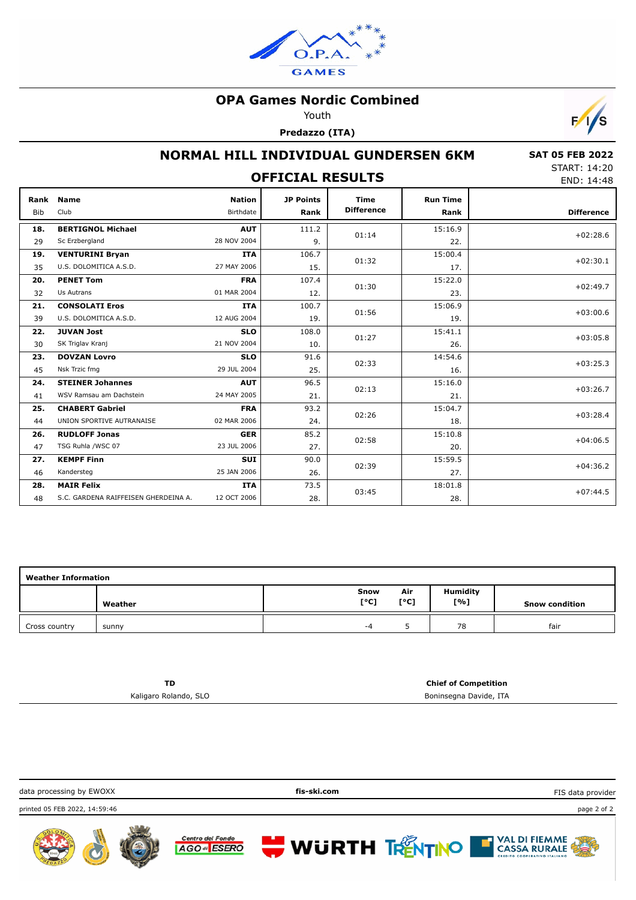# OPA Games Nordic Combined

Youth

**Predazzo (ITA)**

## NORMAL HILL INDIVIDUAL GUNDERSEN 6KM

**SAT 05 FEB 2022**
START: 14:20
END: 14:48

## OFFICIAL RESULTS

| Rank / Bib | Name / Club | Nation / Birthdate | JP Points / Rank | Time Difference | Run Time / Rank | Difference |
|---|---|---|---|---|---|---|
| **18.** / 29 | **BERTIGNOL Michael** / Sc Erzbergland | **AUT** / 28 NOV 2004 | 111.2 / 9. | 01:14 | 15:16.9 / 22. | +02:28.6 |
| **19.** / 35 | **VENTURINI Bryan** / U.S. DOLOMITICA A.S.D. | **ITA** / 27 MAY 2006 | 106.7 / 15. | 01:32 | 15:00.4 / 17. | +02:30.1 |
| **20.** / 32 | **PENET Tom** / Us Autrans | **FRA** / 01 MAR 2004 | 107.4 / 12. | 01:30 | 15:22.0 / 23. | +02:49.7 |
| **21.** / 39 | **CONSOLATI Eros** / U.S. DOLOMITICA A.S.D. | **ITA** / 12 AUG 2004 | 100.7 / 19. | 01:56 | 15:06.9 / 19. | +03:00.6 |
| **22.** / 30 | **JUVAN Jost** / SK Triglav Kranj | **SLO** / 21 NOV 2004 | 108.0 / 10. | 01:27 | 15:41.1 / 26. | +03:05.8 |
| **23.** / 45 | **DOVZAN Lovro** / Nsk Trzic fmg | **SLO** / 29 JUL 2004 | 91.6 / 25. | 02:33 | 14:54.6 / 16. | +03:25.3 |
| **24.** / 41 | **STEINER Johannes** / WSV Ramsau am Dachstein | **AUT** / 24 MAY 2005 | 96.5 / 21. | 02:13 | 15:16.0 / 21. | +03:26.7 |
| **25.** / 44 | **CHABERT Gabriel** / UNION SPORTIVE AUTRANAISE | **FRA** / 02 MAR 2006 | 93.2 / 24. | 02:26 | 15:04.7 / 18. | +03:28.4 |
| **26.** / 47 | **RUDLOFF Jonas** / TSG Ruhla /WSC 07 | **GER** / 23 JUL 2006 | 85.2 / 27. | 02:58 | 15:10.8 / 20. | +04:06.5 |
| **27.** / 46 | **KEMPF Finn** / Kandersteg | **SUI** / 25 JAN 2006 | 90.0 / 26. | 02:39 | 15:59.5 / 27. | +04:36.2 |
| **28.** / 48 | **MAIR Felix** / S.C. GARDENA RAIFFEISEN GHERDEINA A. | **ITA** / 12 OCT 2006 | 73.5 / 28. | 03:45 | 18:01.8 / 28. | +07:44.5 |

**Weather Information**

| | Weather | Snow [°C] | Air [°C] | Humidity [%] | Snow condition |
|---|---|---|---|---|---|
| Cross country | sunny | -4 | 5 | 78 | fair |

**TD**
Kaligaro Rolando, SLO

**Chief of Competition**
Boninsegna Davide, ITA

data processing by EWOXX | **fis-ski.com** | FIS data provider

printed 05 FEB 2022, 14:59:46